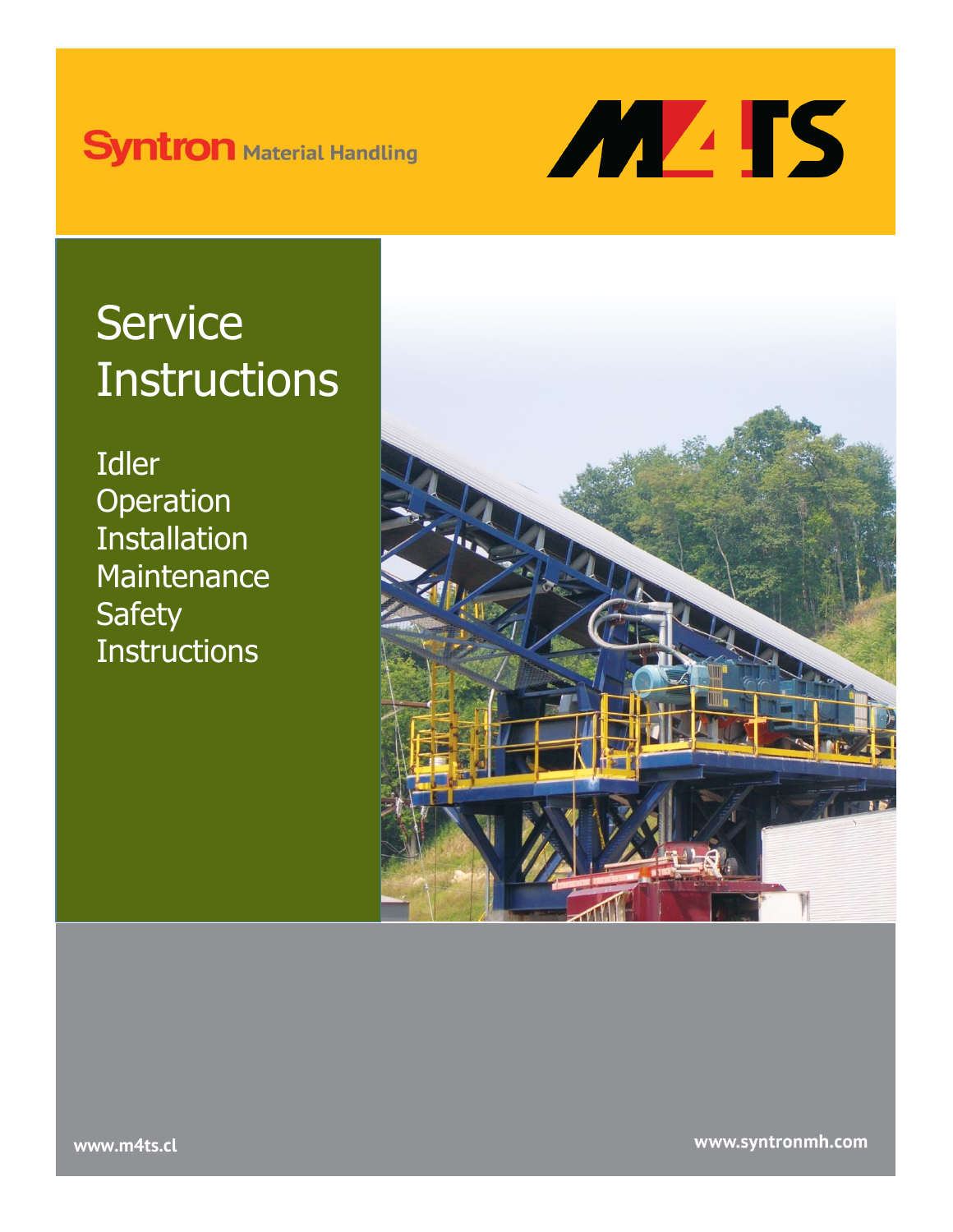Syntron Material Handling

M4TS

# Service Instructions

Idler
Operation
Installation
Maintenance
Safety
Instructions

www.m4ts.cl

www.syntronmh.com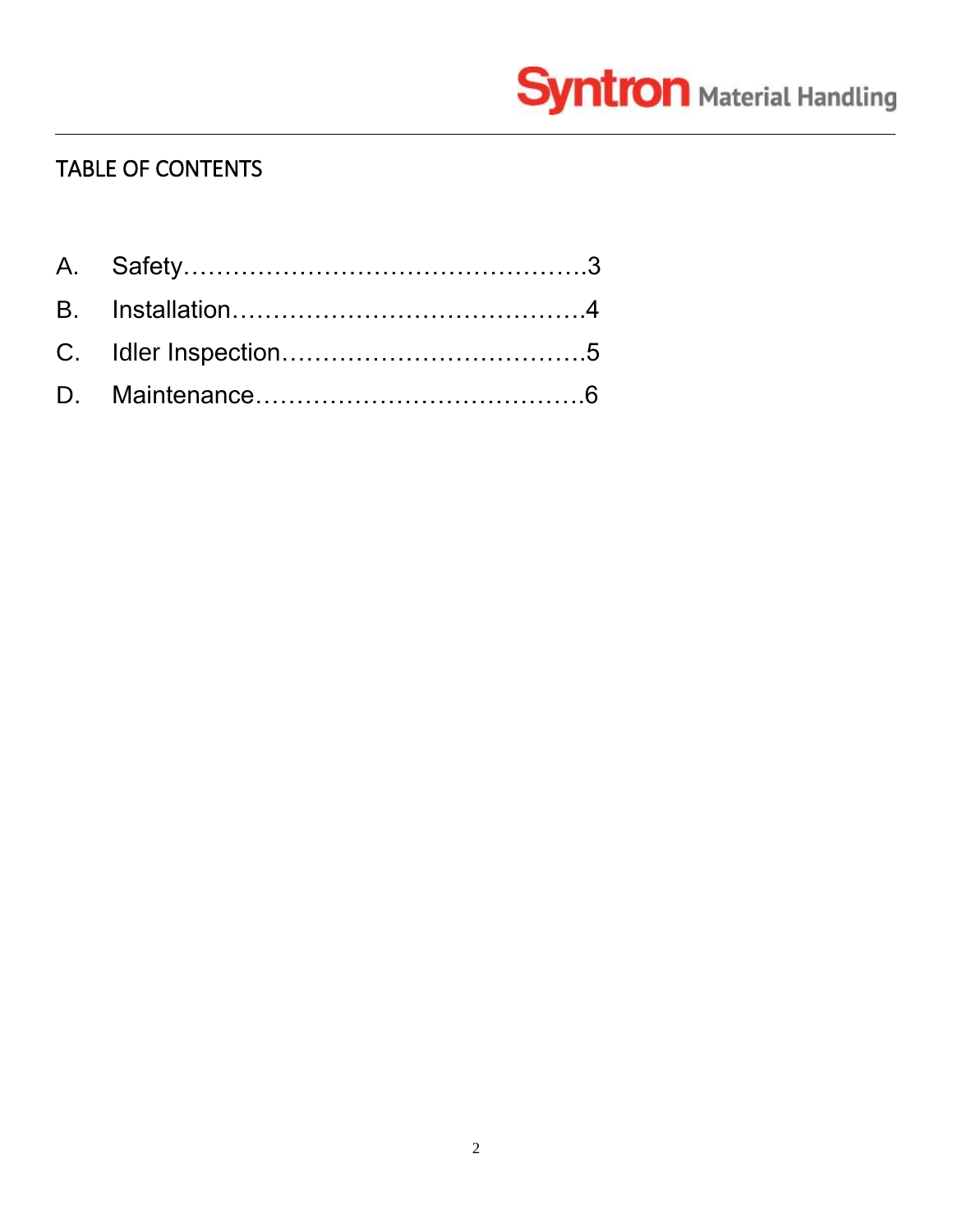## TABLE OF CONTENTS

A. Safety……………………………………….3

B. Installation……………………………………4

C. Idler Inspection………………………………5

D. Maintenance…………………………………6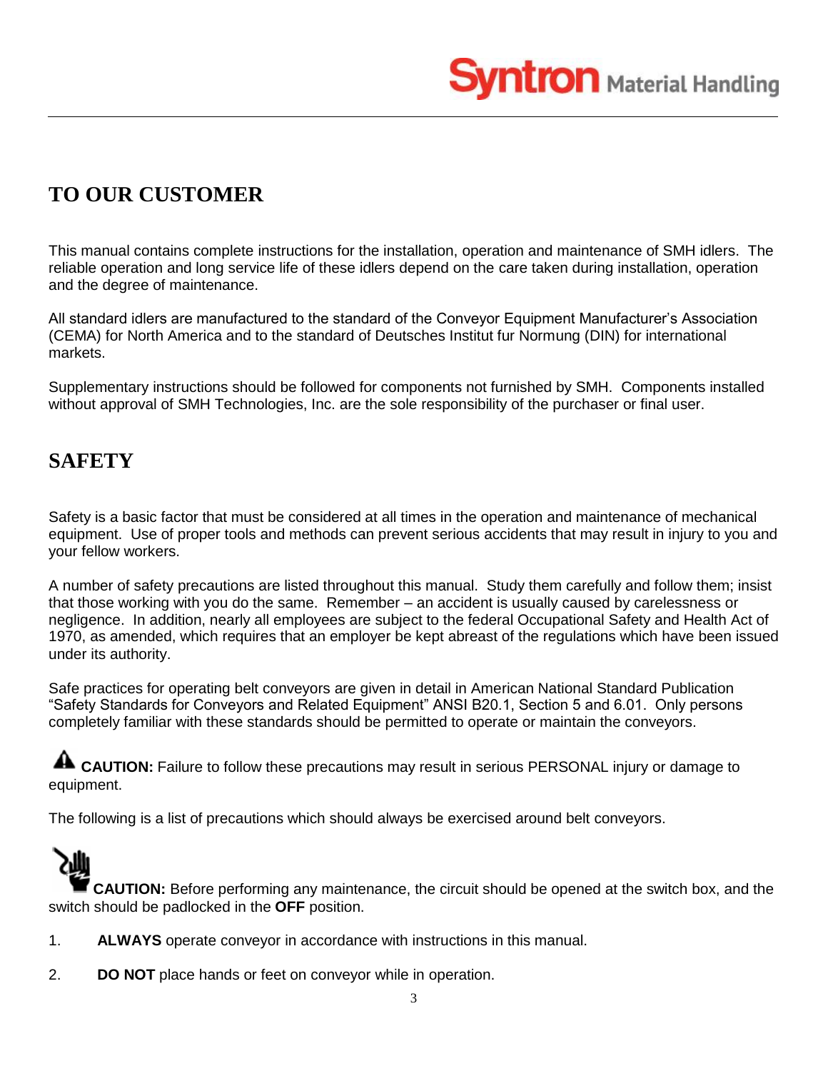## TO OUR CUSTOMER

This manual contains complete instructions for the installation, operation and maintenance of SMH idlers. The reliable operation and long service life of these idlers depend on the care taken during installation, operation and the degree of maintenance.

All standard idlers are manufactured to the standard of the Conveyor Equipment Manufacturer's Association (CEMA) for North America and to the standard of Deutsches Institut fur Normung (DIN) for international markets.

Supplementary instructions should be followed for components not furnished by SMH. Components installed without approval of SMH Technologies, Inc. are the sole responsibility of the purchaser or final user.

## SAFETY

Safety is a basic factor that must be considered at all times in the operation and maintenance of mechanical equipment. Use of proper tools and methods can prevent serious accidents that may result in injury to you and your fellow workers.

A number of safety precautions are listed throughout this manual. Study them carefully and follow them; insist that those working with you do the same. Remember – an accident is usually caused by carelessness or negligence. In addition, nearly all employees are subject to the federal Occupational Safety and Health Act of 1970, as amended, which requires that an employer be kept abreast of the regulations which have been issued under its authority.

Safe practices for operating belt conveyors are given in detail in American National Standard Publication "Safety Standards for Conveyors and Related Equipment" ANSI B20.1, Section 5 and 6.01. Only persons completely familiar with these standards should be permitted to operate or maintain the conveyors.

**CAUTION:** Failure to follow these precautions may result in serious PERSONAL injury or damage to equipment.

The following is a list of precautions which should always be exercised around belt conveyors.

**CAUTION:** Before performing any maintenance, the circuit should be opened at the switch box, and the switch should be padlocked in the **OFF** position.

1. **ALWAYS** operate conveyor in accordance with instructions in this manual.

2. **DO NOT** place hands or feet on conveyor while in operation.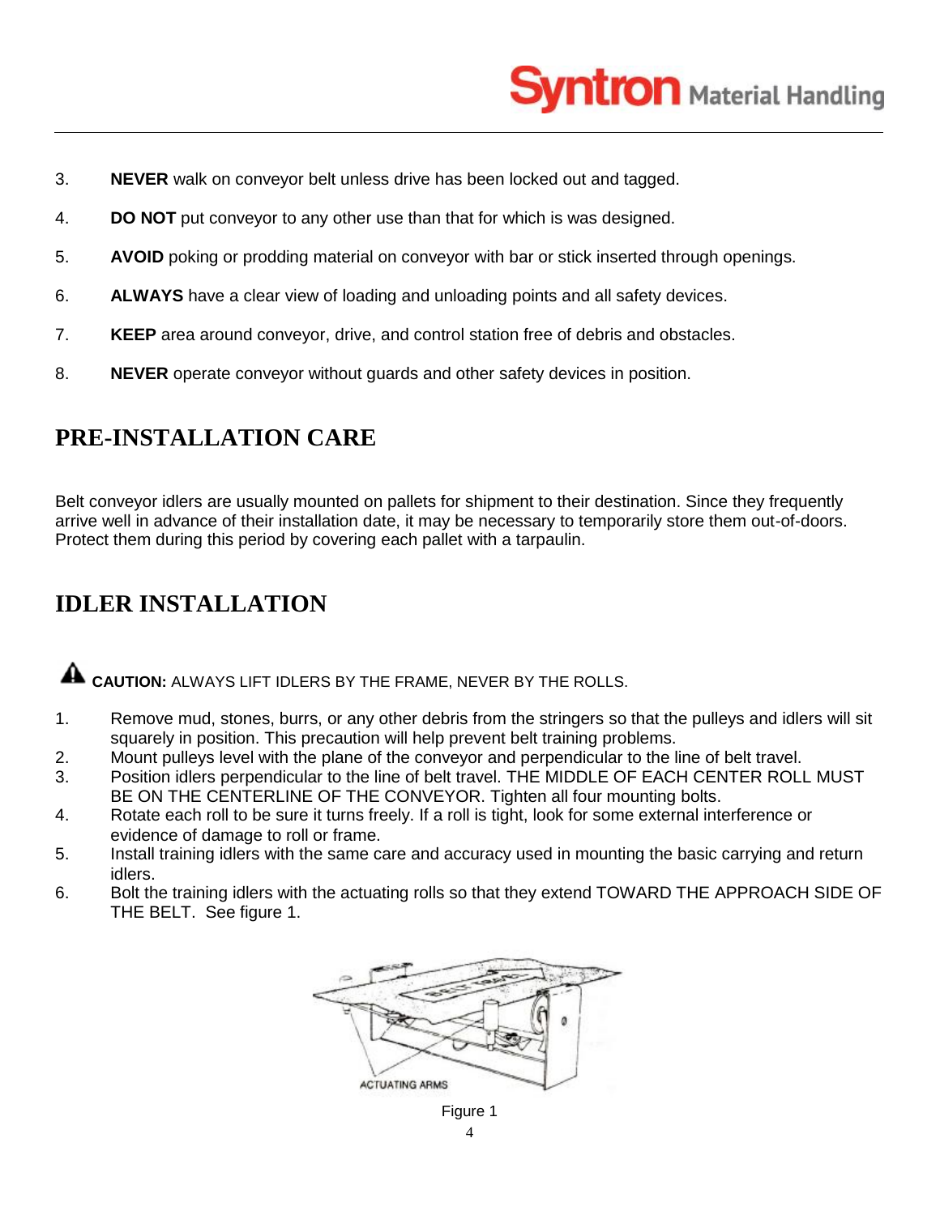3. **NEVER** walk on conveyor belt unless drive has been locked out and tagged.

4. **DO NOT** put conveyor to any other use than that for which is was designed.

5. **AVOID** poking or prodding material on conveyor with bar or stick inserted through openings.

6. **ALWAYS** have a clear view of loading and unloading points and all safety devices.

7. **KEEP** area around conveyor, drive, and control station free of debris and obstacles.

8. **NEVER** operate conveyor without guards and other safety devices in position.

## PRE-INSTALLATION CARE

Belt conveyor idlers are usually mounted on pallets for shipment to their destination. Since they frequently arrive well in advance of their installation date, it may be necessary to temporarily store them out-of-doors. Protect them during this period by covering each pallet with a tarpaulin.

## IDLER INSTALLATION

**CAUTION:** ALWAYS LIFT IDLERS BY THE FRAME, NEVER BY THE ROLLS.

1. Remove mud, stones, burrs, or any other debris from the stringers so that the pulleys and idlers will sit squarely in position. This precaution will help prevent belt training problems.
2. Mount pulleys level with the plane of the conveyor and perpendicular to the line of belt travel.
3. Position idlers perpendicular to the line of belt travel. THE MIDDLE OF EACH CENTER ROLL MUST BE ON THE CENTERLINE OF THE CONVEYOR. Tighten all four mounting bolts.
4. Rotate each roll to be sure it turns freely. If a roll is tight, look for some external interference or evidence of damage to roll or frame.
5. Install training idlers with the same care and accuracy used in mounting the basic carrying and return idlers.
6. Bolt the training idlers with the actuating rolls so that they extend TOWARD THE APPROACH SIDE OF THE BELT. See figure 1.

ACTUATING ARMS

Figure 1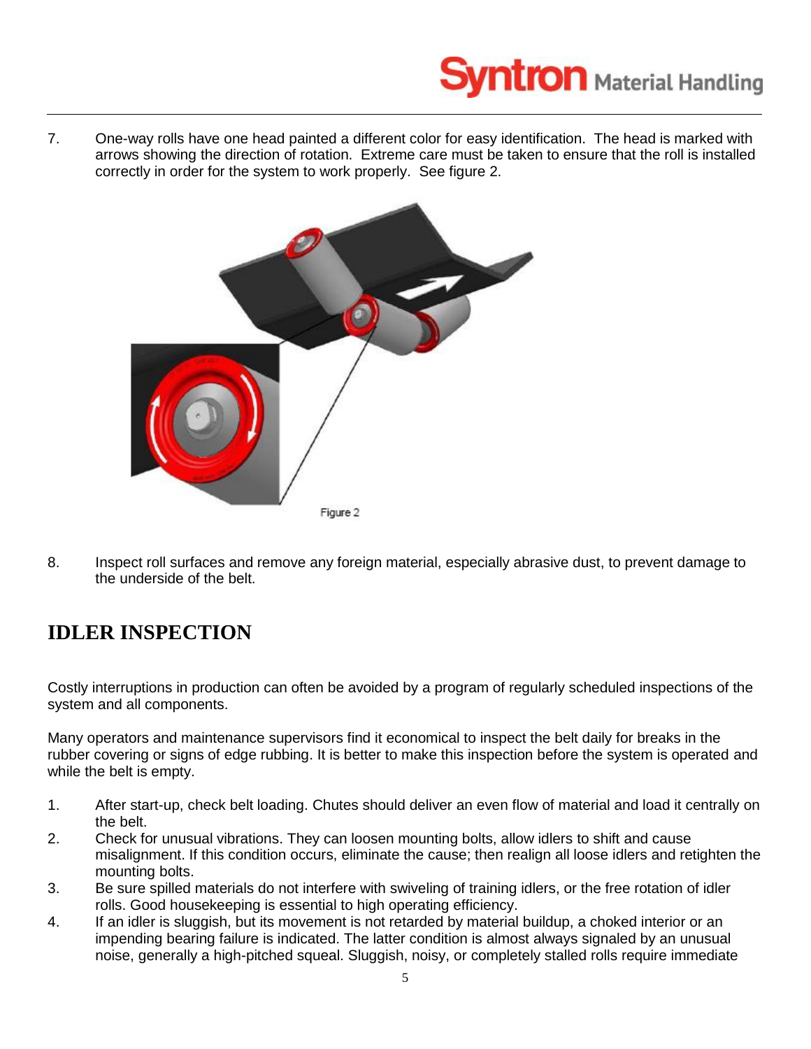7. One-way rolls have one head painted a different color for easy identification. The head is marked with arrows showing the direction of rotation. Extreme care must be taken to ensure that the roll is installed correctly in order for the system to work properly. See figure 2.

Figure 2

8. Inspect roll surfaces and remove any foreign material, especially abrasive dust, to prevent damage to the underside of the belt.

## IDLER INSPECTION

Costly interruptions in production can often be avoided by a program of regularly scheduled inspections of the system and all components.

Many operators and maintenance supervisors find it economical to inspect the belt daily for breaks in the rubber covering or signs of edge rubbing. It is better to make this inspection before the system is operated and while the belt is empty.

1. After start-up, check belt loading. Chutes should deliver an even flow of material and load it centrally on the belt.
2. Check for unusual vibrations. They can loosen mounting bolts, allow idlers to shift and cause misalignment. If this condition occurs, eliminate the cause; then realign all loose idlers and retighten the mounting bolts.
3. Be sure spilled materials do not interfere with swiveling of training idlers, or the free rotation of idler rolls. Good housekeeping is essential to high operating efficiency.
4. If an idler is sluggish, but its movement is not retarded by material buildup, a choked interior or an impending bearing failure is indicated. The latter condition is almost always signaled by an unusual noise, generally a high-pitched squeal. Sluggish, noisy, or completely stalled rolls require immediate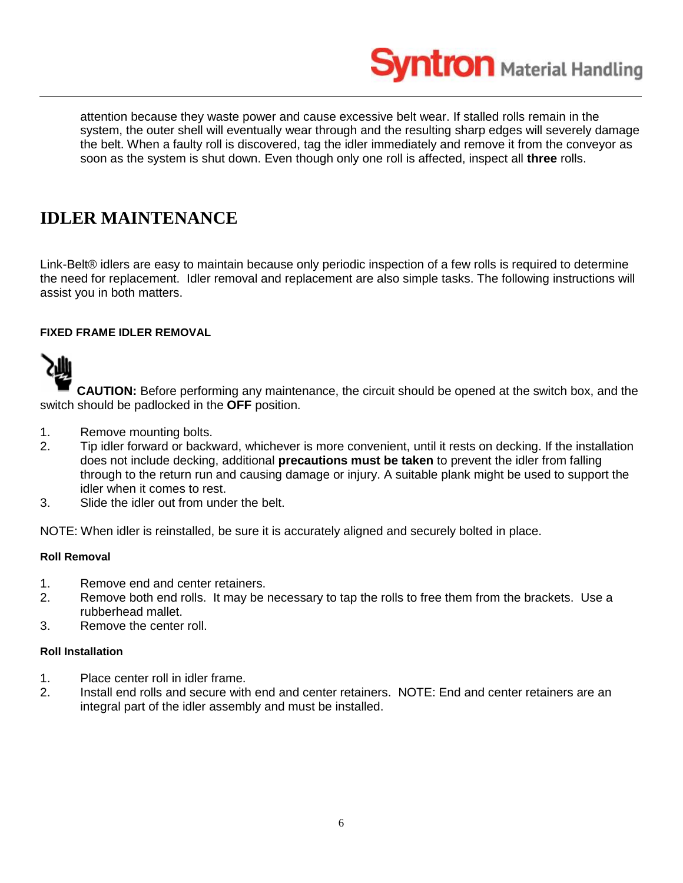attention because they waste power and cause excessive belt wear. If stalled rolls remain in the system, the outer shell will eventually wear through and the resulting sharp edges will severely damage the belt. When a faulty roll is discovered, tag the idler immediately and remove it from the conveyor as soon as the system is shut down. Even though only one roll is affected, inspect all **three** rolls.

# IDLER MAINTENANCE

Link-Belt® idlers are easy to maintain because only periodic inspection of a few rolls is required to determine the need for replacement. Idler removal and replacement are also simple tasks. The following instructions will assist you in both matters.

#### FIXED FRAME IDLER REMOVAL

**CAUTION:** Before performing any maintenance, the circuit should be opened at the switch box, and the switch should be padlocked in the **OFF** position.

1. Remove mounting bolts.
2. Tip idler forward or backward, whichever is more convenient, until it rests on decking. If the installation does not include decking, additional **precautions must be taken** to prevent the idler from falling through to the return run and causing damage or injury. A suitable plank might be used to support the idler when it comes to rest.
3. Slide the idler out from under the belt.

NOTE: When idler is reinstalled, be sure it is accurately aligned and securely bolted in place.

#### Roll Removal

1. Remove end and center retainers.
2. Remove both end rolls. It may be necessary to tap the rolls to free them from the brackets. Use a rubberhead mallet.
3. Remove the center roll.

#### Roll Installation

1. Place center roll in idler frame.
2. Install end rolls and secure with end and center retainers. NOTE: End and center retainers are an integral part of the idler assembly and must be installed.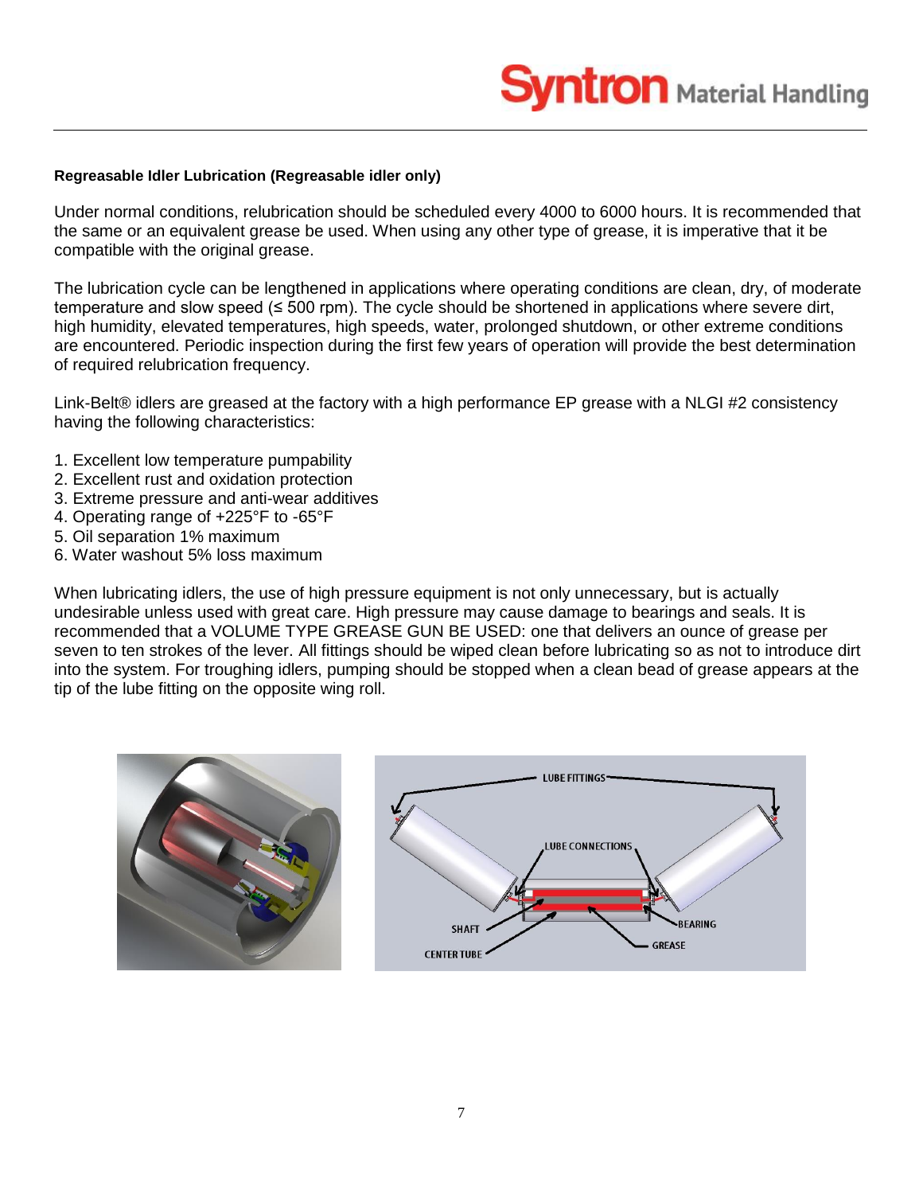**Regreasable Idler Lubrication (Regreasable idler only)**

Under normal conditions, relubrication should be scheduled every 4000 to 6000 hours. It is recommended that the same or an equivalent grease be used. When using any other type of grease, it is imperative that it be compatible with the original grease.

The lubrication cycle can be lengthened in applications where operating conditions are clean, dry, of moderate temperature and slow speed (≤ 500 rpm). The cycle should be shortened in applications where severe dirt, high humidity, elevated temperatures, high speeds, water, prolonged shutdown, or other extreme conditions are encountered. Periodic inspection during the first few years of operation will provide the best determination of required relubrication frequency.

Link-Belt® idlers are greased at the factory with a high performance EP grease with a NLGI #2 consistency having the following characteristics:

1. Excellent low temperature pumpability
2. Excellent rust and oxidation protection
3. Extreme pressure and anti-wear additives
4. Operating range of +225°F to -65°F
5. Oil separation 1% maximum
6. Water washout 5% loss maximum

When lubricating idlers, the use of high pressure equipment is not only unnecessary, but is actually undesirable unless used with great care. High pressure may cause damage to bearings and seals. It is recommended that a VOLUME TYPE GREASE GUN BE USED: one that delivers an ounce of grease per seven to ten strokes of the lever. All fittings should be wiped clean before lubricating so as not to introduce dirt into the system. For troughing idlers, pumping should be stopped when a clean bead of grease appears at the tip of the lube fitting on the opposite wing roll.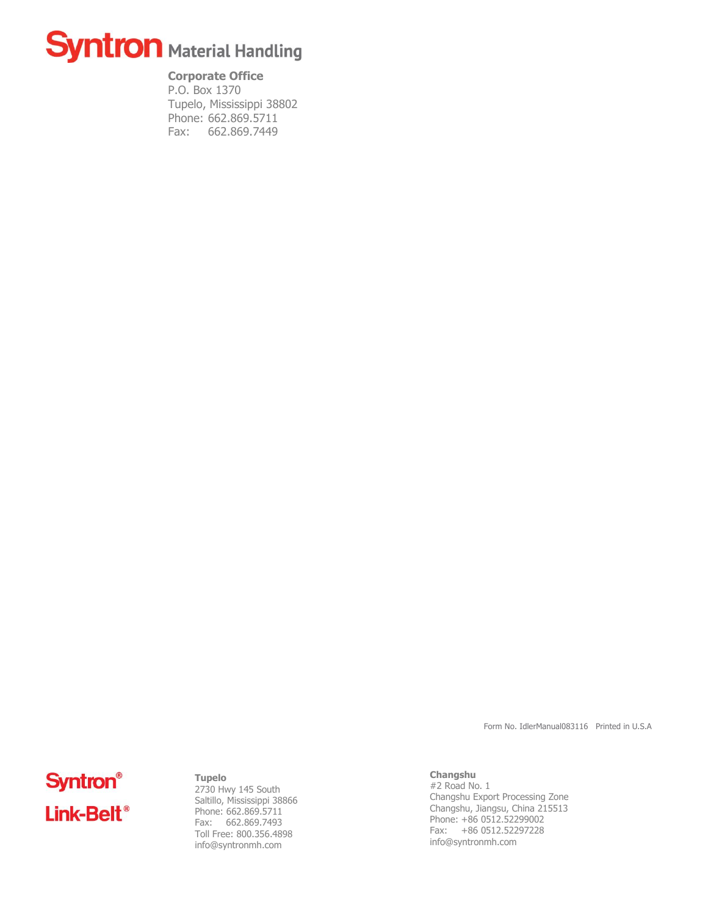# Syntron Material Handling

**Corporate Office**
P.O. Box 1370
Tupelo, Mississippi 38802
Phone: 662.869.5711
Fax: 662.869.7449

Form No. IdlerManual083116 Printed in U.S.A

Syntron®
Link-Belt®

**Tupelo**
2730 Hwy 145 South
Saltillo, Mississippi 38866
Phone: 662.869.5711
Fax: 662.869.7493
Toll Free: 800.356.4898
info@syntronmh.com

**Changshu**
#2 Road No. 1
Changshu Export Processing Zone
Changshu, Jiangsu, China 215513
Phone: +86 0512.52299002
Fax: +86 0512.52297228
info@syntronmh.com